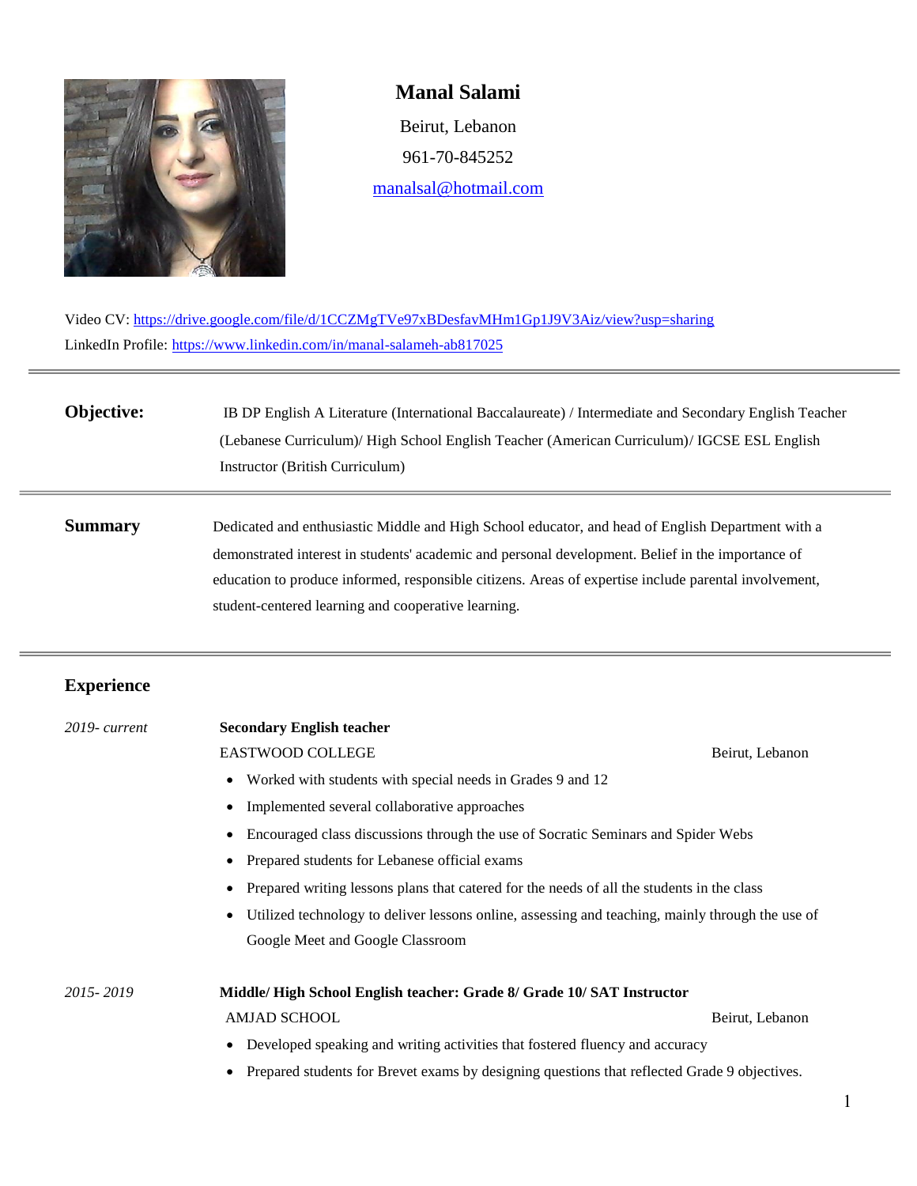# Manal Salami

Beirut, Lebanon

961-70-845252

manalsal@hotmail.com

Video CV: https://drive.google.com/file/d/1CCZMgTVe97xBDesfavMHm1Gp1J9V3Aiz/view?usp=sharing

LinkedIn Profile: https://www.linkedin.com/in/manal-salameh-ab817025

---

## Objective:

IB DP English A Literature (International Baccalaureate) / Intermediate and Secondary English Teacher (Lebanese Curriculum)/ High School English Teacher (American Curriculum)/ IGCSE ESL English Instructor (British Curriculum)

---

## Summary

Dedicated and enthusiastic Middle and High School educator, and head of English Department with a demonstrated interest in students' academic and personal development. Belief in the importance of education to produce informed, responsible citizens. Areas of expertise include parental involvement, student-centered learning and cooperative learning.

---

## Experience

*2019- current*

**Secondary English teacher**

EASTWOOD COLLEGE — Beirut, Lebanon

- Worked with students with special needs in Grades 9 and 12
- Implemented several collaborative approaches
- Encouraged class discussions through the use of Socratic Seminars and Spider Webs
- Prepared students for Lebanese official exams
- Prepared writing lessons plans that catered for the needs of all the students in the class
- Utilized technology to deliver lessons online, assessing and teaching, mainly through the use of Google Meet and Google Classroom

*2015- 2019*

**Middle/ High School English teacher: Grade 8/ Grade 10/ SAT Instructor**

AMJAD SCHOOL — Beirut, Lebanon

- Developed speaking and writing activities that fostered fluency and accuracy
- Prepared students for Brevet exams by designing questions that reflected Grade 9 objectives.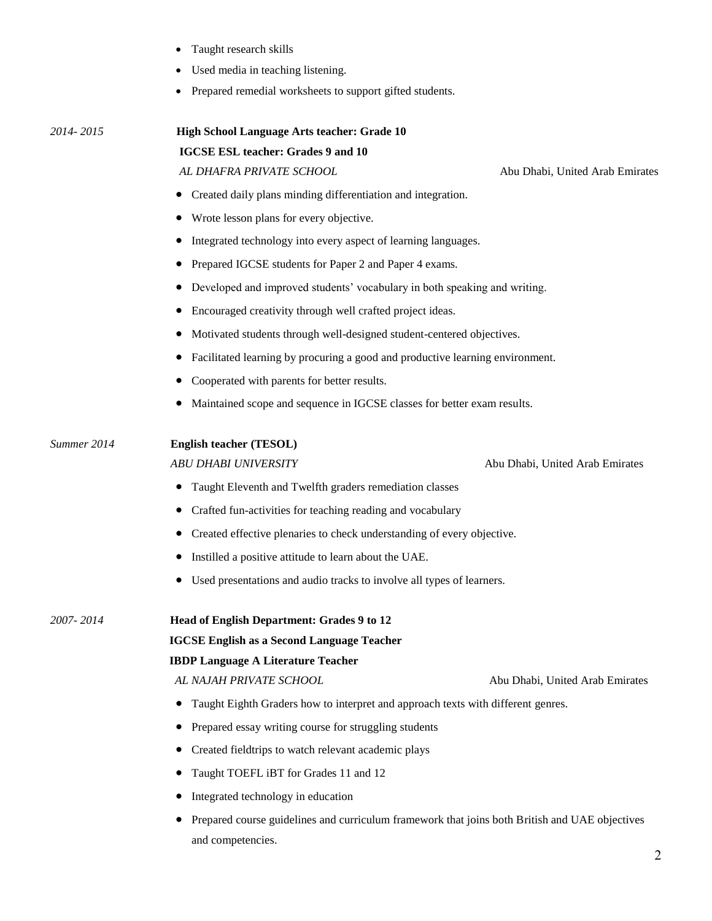- Taught research skills
- Used media in teaching listening.
- Prepared remedial worksheets to support gifted students.

*2014- 2015* **High School Language Arts teacher: Grade 10**
**IGCSE ESL teacher: Grades 9 and 10**
*AL DHAFRA PRIVATE SCHOOL* Abu Dhabi, United Arab Emirates

- Created daily plans minding differentiation and integration.
- Wrote lesson plans for every objective.
- Integrated technology into every aspect of learning languages.
- Prepared IGCSE students for Paper 2 and Paper 4 exams.
- Developed and improved students' vocabulary in both speaking and writing.
- Encouraged creativity through well crafted project ideas.
- Motivated students through well-designed student-centered objectives.
- Facilitated learning by procuring a good and productive learning environment.
- Cooperated with parents for better results.
- Maintained scope and sequence in IGCSE classes for better exam results.

*Summer 2014* **English teacher (TESOL)**
*ABU DHABI UNIVERSITY* Abu Dhabi, United Arab Emirates

- Taught Eleventh and Twelfth graders remediation classes
- Crafted fun-activities for teaching reading and vocabulary
- Created effective plenaries to check understanding of every objective.
- Instilled a positive attitude to learn about the UAE.
- Used presentations and audio tracks to involve all types of learners.

*2007- 2014* **Head of English Department: Grades 9 to 12**
**IGCSE English as a Second Language Teacher**
**IBDP Language A Literature Teacher**
*AL NAJAH PRIVATE SCHOOL* Abu Dhabi, United Arab Emirates

- Taught Eighth Graders how to interpret and approach texts with different genres.
- Prepared essay writing course for struggling students
- Created fieldtrips to watch relevant academic plays
- Taught TOEFL iBT for Grades 11 and 12
- Integrated technology in education
- Prepared course guidelines and curriculum framework that joins both British and UAE objectives and competencies.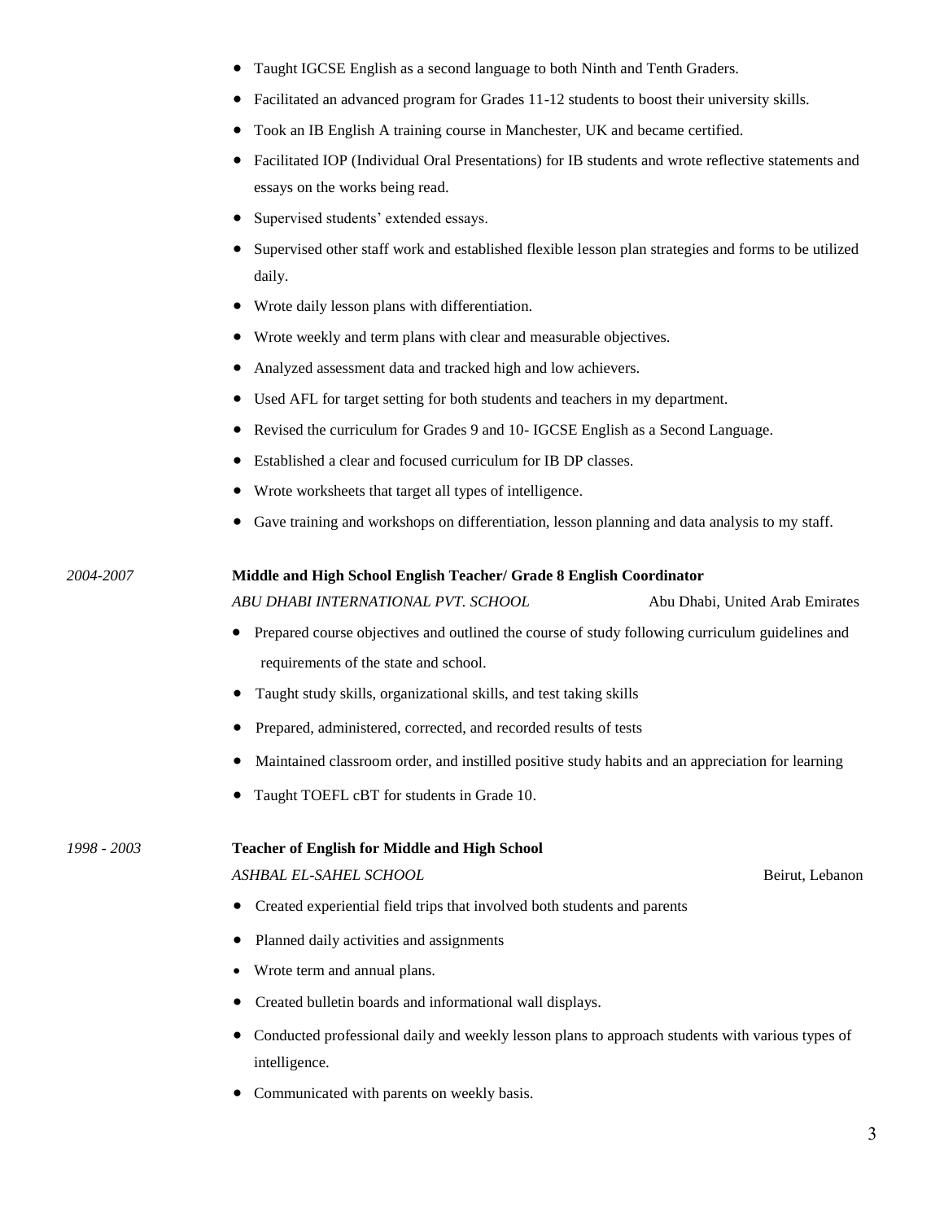- Taught IGCSE English as a second language to both Ninth and Tenth Graders.
- Facilitated an advanced program for Grades 11-12 students to boost their university skills.
- Took an IB English A training course in Manchester, UK and became certified.
- Facilitated IOP (Individual Oral Presentations) for IB students and wrote reflective statements and essays on the works being read.
- Supervised students' extended essays.
- Supervised other staff work and established flexible lesson plan strategies and forms to be utilized daily.
- Wrote daily lesson plans with differentiation.
- Wrote weekly and term plans with clear and measurable objectives.
- Analyzed assessment data and tracked high and low achievers.
- Used AFL for target setting for both students and teachers in my department.
- Revised the curriculum for Grades 9 and 10- IGCSE English as a Second Language.
- Established a clear and focused curriculum for IB DP classes.
- Wrote worksheets that target all types of intelligence.
- Gave training and workshops on differentiation, lesson planning and data analysis to my staff.

*2004-2007* **Middle and High School English Teacher/ Grade 8 English Coordinator**

*ABU DHABI INTERNATIONAL PVT. SCHOOL* Abu Dhabi, United Arab Emirates

- Prepared course objectives and outlined the course of study following curriculum guidelines and requirements of the state and school.
- Taught study skills, organizational skills, and test taking skills
- Prepared, administered, corrected, and recorded results of tests
- Maintained classroom order, and instilled positive study habits and an appreciation for learning
- Taught TOEFL cBT for students in Grade 10.

*1998 - 2003* **Teacher of English for Middle and High School**

*ASHBAL EL-SAHEL SCHOOL* Beirut, Lebanon

- Created experiential field trips that involved both students and parents
- Planned daily activities and assignments
- Wrote term and annual plans.
- Created bulletin boards and informational wall displays.
- Conducted professional daily and weekly lesson plans to approach students with various types of intelligence.
- Communicated with parents on weekly basis.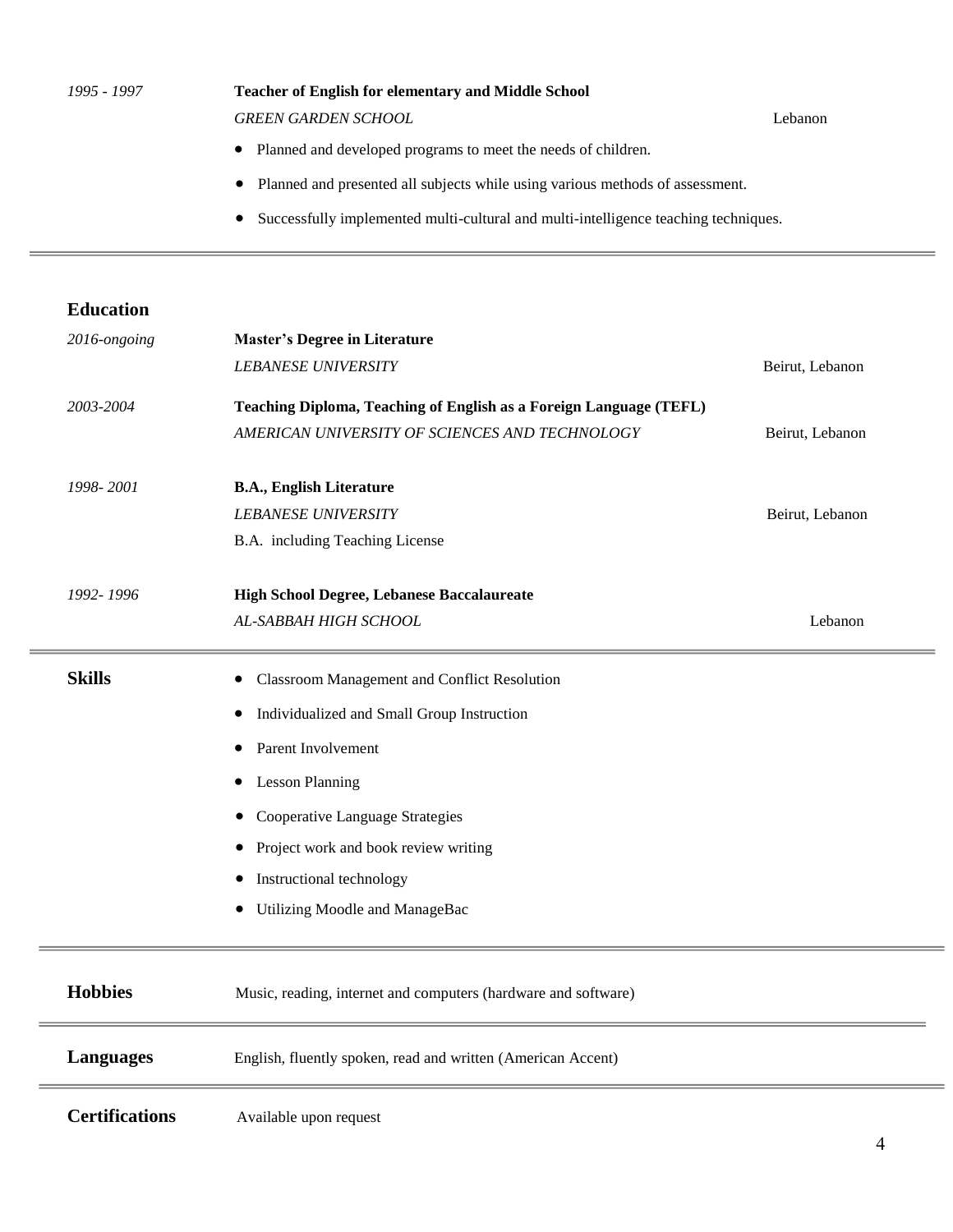*1995 - 1997* **Teacher of English for elementary and Middle School**

*GREEN GARDEN SCHOOL* Lebanon

- Planned and developed programs to meet the needs of children.
- Planned and presented all subjects while using various methods of assessment.
- Successfully implemented multi-cultural and multi-intelligence teaching techniques.

---

## Education

*2016-ongoing* **Master's Degree in Literature**

*LEBANESE UNIVERSITY* Beirut, Lebanon

*2003-2004* **Teaching Diploma, Teaching of English as a Foreign Language (TEFL)**

*AMERICAN UNIVERSITY OF SCIENCES AND TECHNOLOGY* Beirut, Lebanon

*1998- 2001* **B.A., English Literature**

*LEBANESE UNIVERSITY* Beirut, Lebanon

B.A. including Teaching License

*1992- 1996* **High School Degree, Lebanese Baccalaureate**

*AL-SABBAH HIGH SCHOOL* Lebanon

---

## Skills

- Classroom Management and Conflict Resolution
- Individualized and Small Group Instruction
- Parent Involvement
- Lesson Planning
- Cooperative Language Strategies
- Project work and book review writing
- Instructional technology
- Utilizing Moodle and ManageBac

---

## Hobbies

Music, reading, internet and computers (hardware and software)

---

## Languages

English, fluently spoken, read and written (American Accent)

---

## Certifications

Available upon request